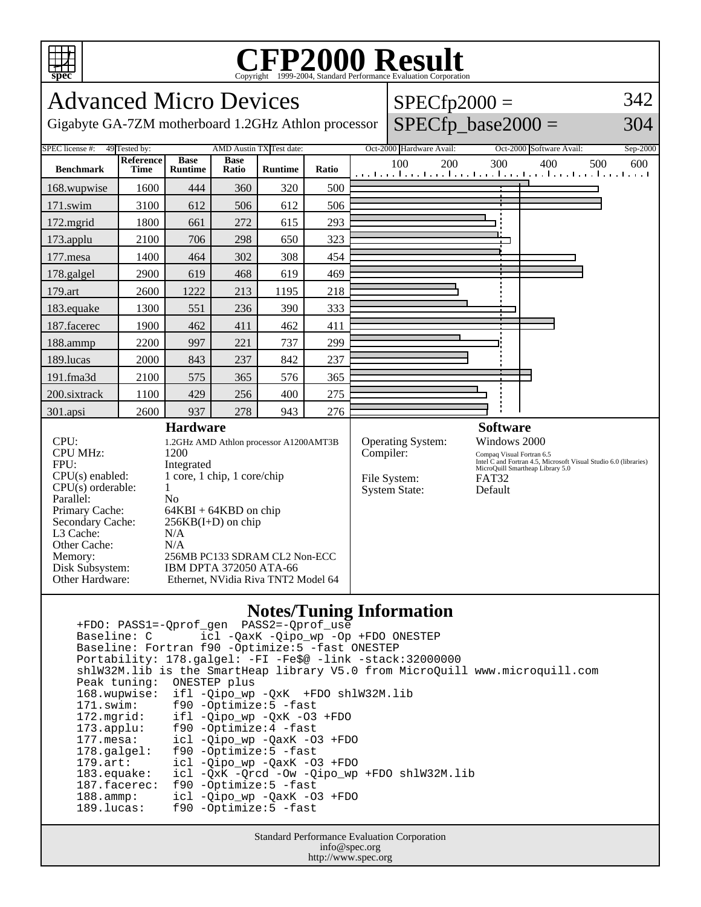# CFP2000 Result

Copyright 1999-2004, Standard Performance Evaluation Corporation

## Advanced Micro Devices

Gigabyte GA-7ZM motherboard 1.2GHz Athlon processor

SPECfp2000 = 342

SPECfp_base2000 = 304

| SPEC license #: | 49 | Tested by: | AMD Austin TX | Test date: | Oct-2000 | Hardware Avail: | Oct-2000 | Software Avail: | Sep-2000 |
|---|---|---|---|---|---|---|---|---|---|

| Benchmark | Reference Time | Base Runtime | Base Ratio | Runtime | Ratio |
|---|---|---|---|---|---|
| 168.wupwise | 1600 | 444 | 360 | 320 | 500 |
| 171.swim | 3100 | 612 | 506 | 612 | 506 |
| 172.mgrid | 1800 | 661 | 272 | 615 | 293 |
| 173.applu | 2100 | 706 | 298 | 650 | 323 |
| 177.mesa | 1400 | 464 | 302 | 308 | 454 |
| 178.galgel | 2900 | 619 | 468 | 619 | 469 |
| 179.art | 2600 | 1222 | 213 | 1195 | 218 |
| 183.equake | 1300 | 551 | 236 | 390 | 333 |
| 187.facerec | 1900 | 462 | 411 | 462 | 411 |
| 188.ammp | 2200 | 997 | 221 | 737 | 299 |
| 189.lucas | 2000 | 843 | 237 | 842 | 237 |
| 191.fma3d | 2100 | 575 | 365 | 576 | 365 |
| 200.sixtrack | 1100 | 429 | 256 | 400 | 275 |
| 301.apsi | 2600 | 937 | 278 | 943 | 276 |

### Hardware

| | |
|---|---|
| CPU: | 1.2GHz AMD Athlon processor A1200AMT3B |
| CPU MHz: | 1200 |
| FPU: | Integrated |
| CPU(s) enabled: | 1 core, 1 chip, 1 core/chip |
| CPU(s) orderable: | 1 |
| Parallel: | No |
| Primary Cache: | 64KBI + 64KBD on chip |
| Secondary Cache: | 256KB(I+D) on chip |
| L3 Cache: | N/A |
| Other Cache: | N/A |
| Memory: | 256MB PC133 SDRAM CL2 Non-ECC |
| Disk Subsystem: | IBM DPTA 372050 ATA-66 |
| Other Hardware: | Ethernet, NVidia Riva TNT2 Model 64 |

### Software

| | |
|---|---|
| Operating System: | Windows 2000 |
| Compiler: | Compaq Visual Fortran 6.5<br>Intel C and Fortran 4.5, Microsoft Visual Studio 6.0 (libraries)<br>MicroQuill Smartheap Library 5.0 |
| File System: | FAT32 |
| System State: | Default |

### Notes/Tuning Information

```
+FDO: PASS1=-Qprof_gen  PASS2=-Qprof_use
Baseline: C       icl -QaxK -Qipo_wp -Op +FDO ONESTEP
Baseline: Fortran f90 -Optimize:5 -fast ONESTEP
Portability: 178.galgel: -FI -Fe$@ -link -stack:32000000
shlW32M.lib is the SmartHeap library V5.0 from MicroQuill www.microquill.com
Peak tuning:  ONESTEP plus
168.wupwise:  ifl -Qipo_wp -QxK  +FDO shlW32M.lib
171.swim:     f90 -Optimize:5 -fast
172.mgrid:    ifl -Qipo_wp -QxK -O3 +FDO
173.applu:    f90 -Optimize:4 -fast
177.mesa:     icl -Qipo_wp -QaxK -O3 +FDO
178.galgel:   f90 -Optimize:5 -fast
179.art:      icl -Qipo_wp -QaxK -O3 +FDO
183.equake:   icl -QxK -Qrcd -Ow -Qipo_wp +FDO shlW32M.lib
187.facerec:  f90 -Optimize:5 -fast
188.ammp:     icl -Qipo_wp -QaxK -O3 +FDO
189.lucas:    f90 -Optimize:5 -fast
```

Standard Performance Evaluation Corporation
info@spec.org
http://www.spec.org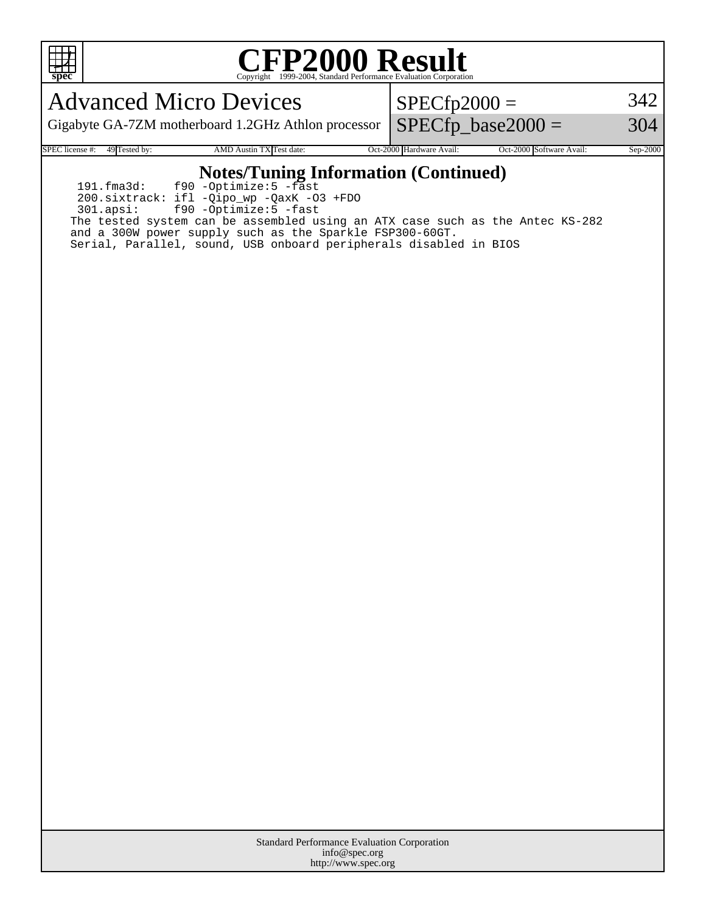# CFP2000 Result

Copyright 1999-2004, Standard Performance Evaluation Corporation

## Advanced Micro Devices

Gigabyte GA-7ZM motherboard 1.2GHz Athlon processor

SPECfp2000 = 342

SPECfp_base2000 = 304

| SPEC license #: | 49 | Tested by: | AMD Austin TX | Test date: | Oct-2000 | Hardware Avail: | Oct-2000 | Software Avail: | Sep-2000 |
|---|---|---|---|---|---|---|---|---|---|

### Notes/Tuning Information (Continued)

```
  191.fma3d:    f90 -Optimize:5 -fast
  200.sixtrack: ifl -Qipo_wp -QaxK -O3 +FDO
  301.apsi:     f90 -Optimize:5 -fast
The tested system can be assembled using an ATX case such as the Antec KS-282
and a 300W power supply such as the Sparkle FSP300-60GT.
Serial, Parallel, sound, USB onboard peripherals disabled in BIOS
```

Standard Performance Evaluation Corporation
info@spec.org
http://www.spec.org